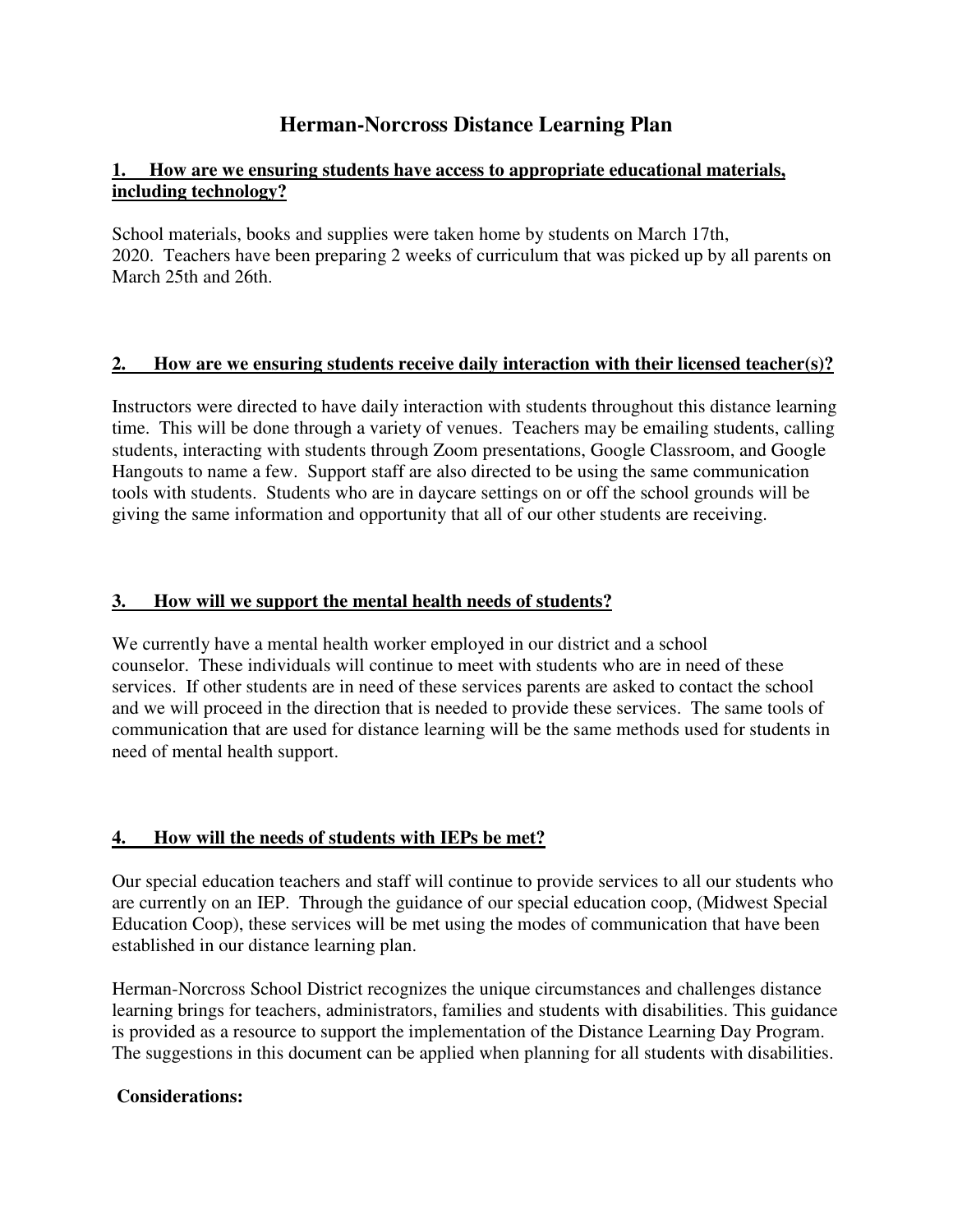# Herman-Norcross Distance Learning Plan

## 1. How are we ensuring students have access to appropriate educational materials, including technology?

School materials, books and supplies were taken home by students on March 17th, 2020. Teachers have been preparing 2 weeks of curriculum that was picked up by all parents on March 25th and 26th.

## 2. How are we ensuring students receive daily interaction with their licensed teacher(s)?

Instructors were directed to have daily interaction with students throughout this distance learning time. This will be done through a variety of venues. Teachers may be emailing students, calling students, interacting with students through Zoom presentations, Google Classroom, and Google Hangouts to name a few. Support staff are also directed to be using the same communication tools with students. Students who are in daycare settings on or off the school grounds will be giving the same information and opportunity that all of our other students are receiving.

## 3. How will we support the mental health needs of students?

We currently have a mental health worker employed in our district and a school counselor. These individuals will continue to meet with students who are in need of these services. If other students are in need of these services parents are asked to contact the school and we will proceed in the direction that is needed to provide these services. The same tools of communication that are used for distance learning will be the same methods used for students in need of mental health support.

## 4. How will the needs of students with IEPs be met?

Our special education teachers and staff will continue to provide services to all our students who are currently on an IEP. Through the guidance of our special education coop, (Midwest Special Education Coop), these services will be met using the modes of communication that have been established in our distance learning plan.

Herman-Norcross School District recognizes the unique circumstances and challenges distance learning brings for teachers, administrators, families and students with disabilities. This guidance is provided as a resource to support the implementation of the Distance Learning Day Program. The suggestions in this document can be applied when planning for all students with disabilities.

**Considerations:**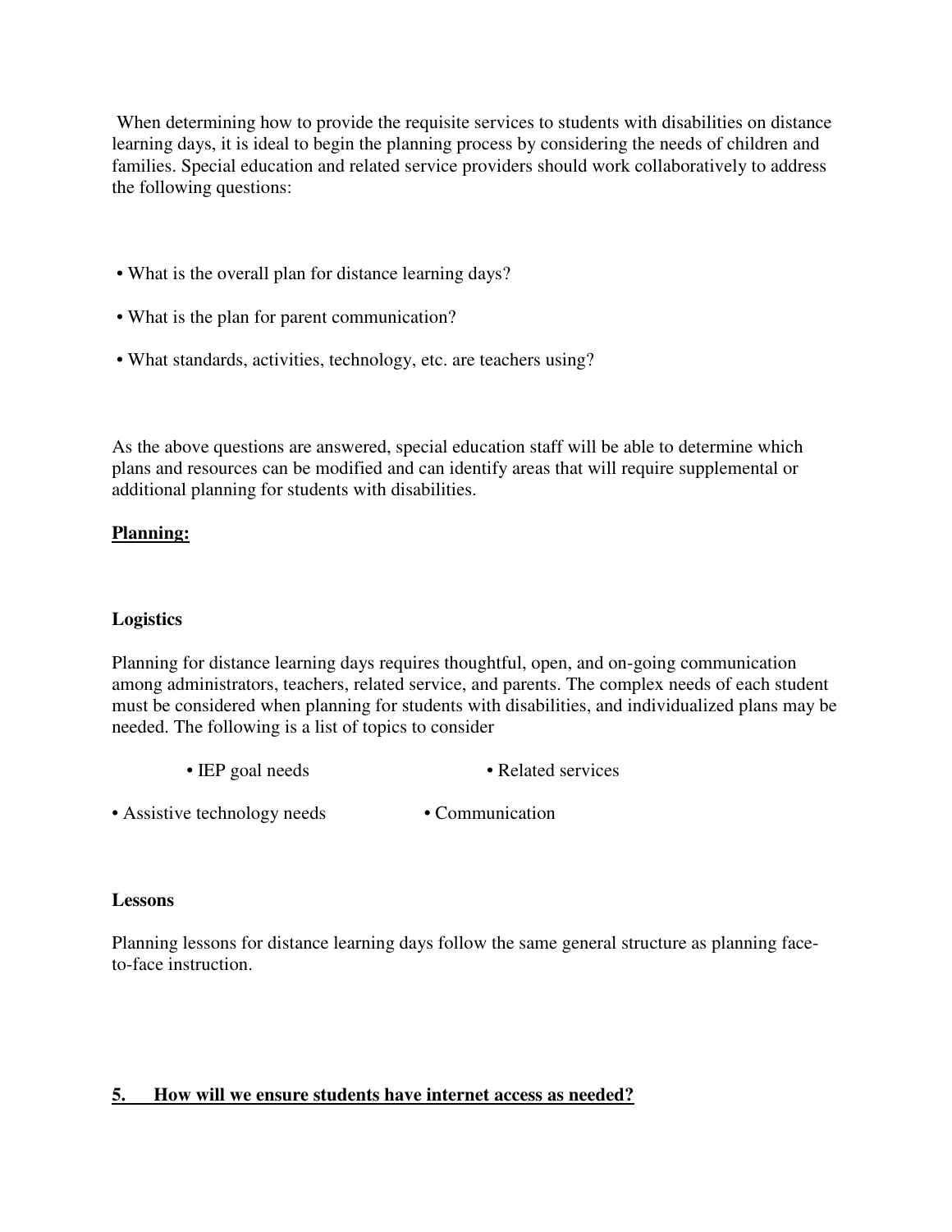When determining how to provide the requisite services to students with disabilities on distance learning days, it is ideal to begin the planning process by considering the needs of children and families. Special education and related service providers should work collaboratively to address the following questions:

- What is the overall plan for distance learning days?
- What is the plan for parent communication?
- What standards, activities, technology, etc. are teachers using?

As the above questions are answered, special education staff will be able to determine which plans and resources can be modified and can identify areas that will require supplemental or additional planning for students with disabilities.

**Planning:**

**Logistics**

Planning for distance learning days requires thoughtful, open, and on-going communication among administrators, teachers, related service, and parents. The complex needs of each student must be considered when planning for students with disabilities, and individualized plans may be needed. The following is a list of topics to consider

- IEP goal needs
- Related services
- Assistive technology needs
- Communication

**Lessons**

Planning lessons for distance learning days follow the same general structure as planning face-to-face instruction.

**5. How will we ensure students have internet access as needed?**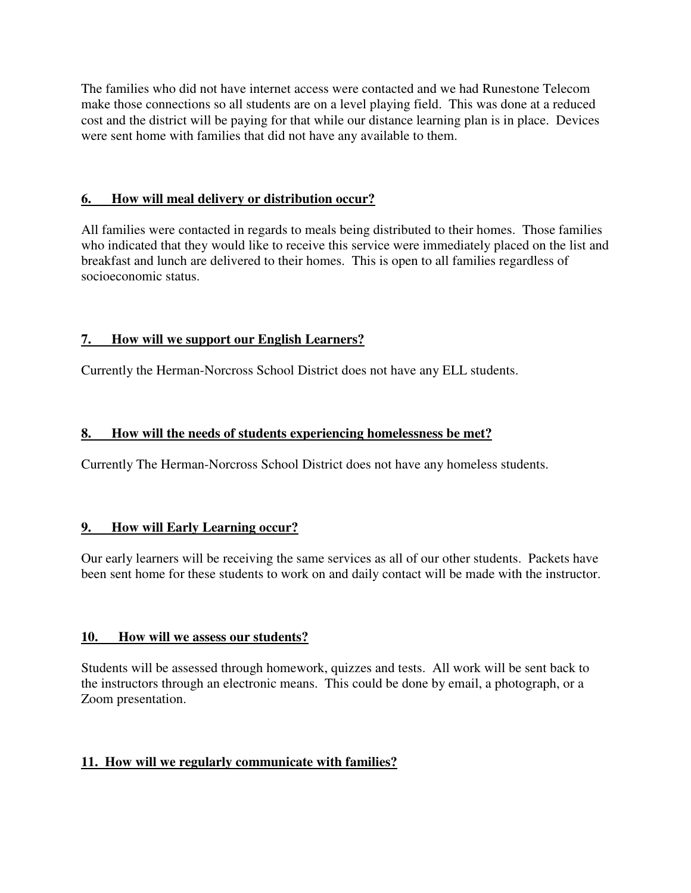The families who did not have internet access were contacted and we had Runestone Telecom make those connections so all students are on a level playing field. This was done at a reduced cost and the district will be paying for that while our distance learning plan is in place. Devices were sent home with families that did not have any available to them.

## 6. How will meal delivery or distribution occur?

All families were contacted in regards to meals being distributed to their homes. Those families who indicated that they would like to receive this service were immediately placed on the list and breakfast and lunch are delivered to their homes. This is open to all families regardless of socioeconomic status.

## 7. How will we support our English Learners?

Currently the Herman-Norcross School District does not have any ELL students.

## 8. How will the needs of students experiencing homelessness be met?

Currently The Herman-Norcross School District does not have any homeless students.

## 9. How will Early Learning occur?

Our early learners will be receiving the same services as all of our other students. Packets have been sent home for these students to work on and daily contact will be made with the instructor.

## 10. How will we assess our students?

Students will be assessed through homework, quizzes and tests. All work will be sent back to the instructors through an electronic means. This could be done by email, a photograph, or a Zoom presentation.

## 11. How will we regularly communicate with families?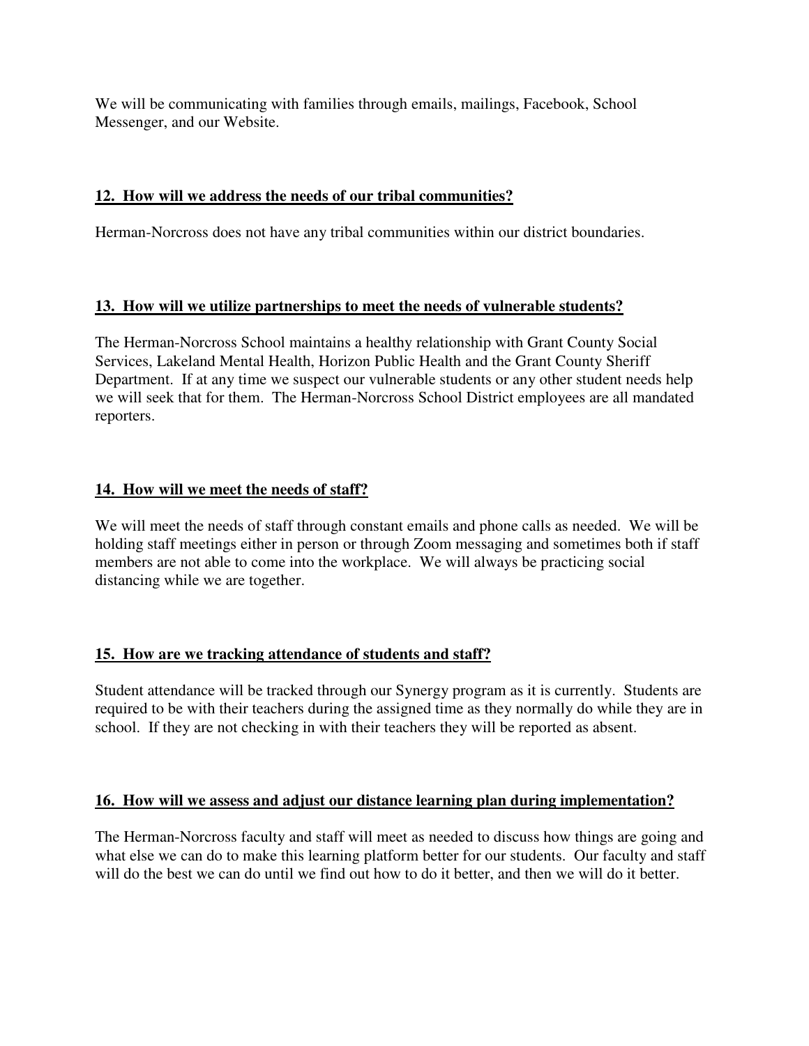We will be communicating with families through emails, mailings, Facebook, School Messenger, and our Website.

**12. How will we address the needs of our tribal communities?**

Herman-Norcross does not have any tribal communities within our district boundaries.

**13. How will we utilize partnerships to meet the needs of vulnerable students?**

The Herman-Norcross School maintains a healthy relationship with Grant County Social Services, Lakeland Mental Health, Horizon Public Health and the Grant County Sheriff Department. If at any time we suspect our vulnerable students or any other student needs help we will seek that for them. The Herman-Norcross School District employees are all mandated reporters.

**14. How will we meet the needs of staff?**

We will meet the needs of staff through constant emails and phone calls as needed. We will be holding staff meetings either in person or through Zoom messaging and sometimes both if staff members are not able to come into the workplace. We will always be practicing social distancing while we are together.

**15. How are we tracking attendance of students and staff?**

Student attendance will be tracked through our Synergy program as it is currently. Students are required to be with their teachers during the assigned time as they normally do while they are in school. If they are not checking in with their teachers they will be reported as absent.

**16. How will we assess and adjust our distance learning plan during implementation?**

The Herman-Norcross faculty and staff will meet as needed to discuss how things are going and what else we can do to make this learning platform better for our students. Our faculty and staff will do the best we can do until we find out how to do it better, and then we will do it better.